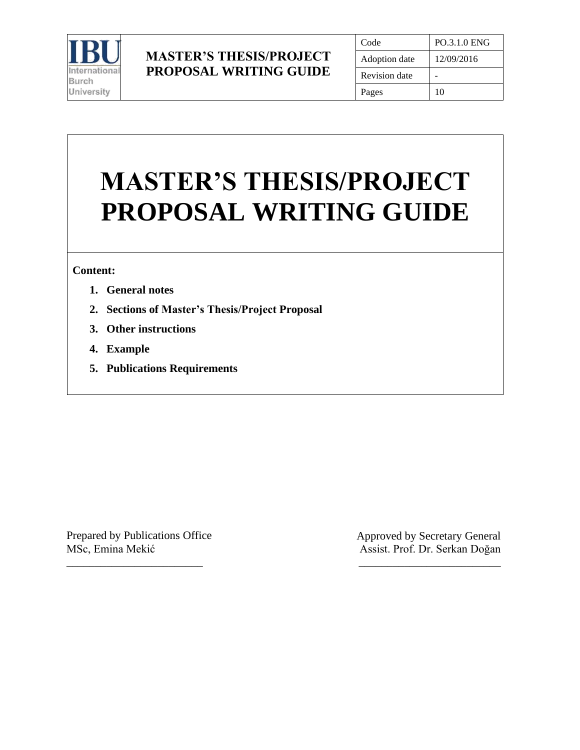| IBU International Burch University | MASTER'S THESIS/PROJECT PROPOSAL WRITING GUIDE | Code | PO.3.1.0 ENG |
| --- | --- | --- | --- |
| | | Adoption date | 12/09/2016 |
| | | Revision date | - |
| | | Pages | 10 |

# MASTER'S THESIS/PROJECT PROPOSAL WRITING GUIDE

**Content:**

1. **General notes**
2. **Sections of Master's Thesis/Project Proposal**
3. **Other instructions**
4. **Example**
5. **Publications Requirements**

Prepared by Publications Office
MSc, Emina Mekić

________________________

Approved by Secretary General
Assist. Prof. Dr. Serkan Doğan

________________________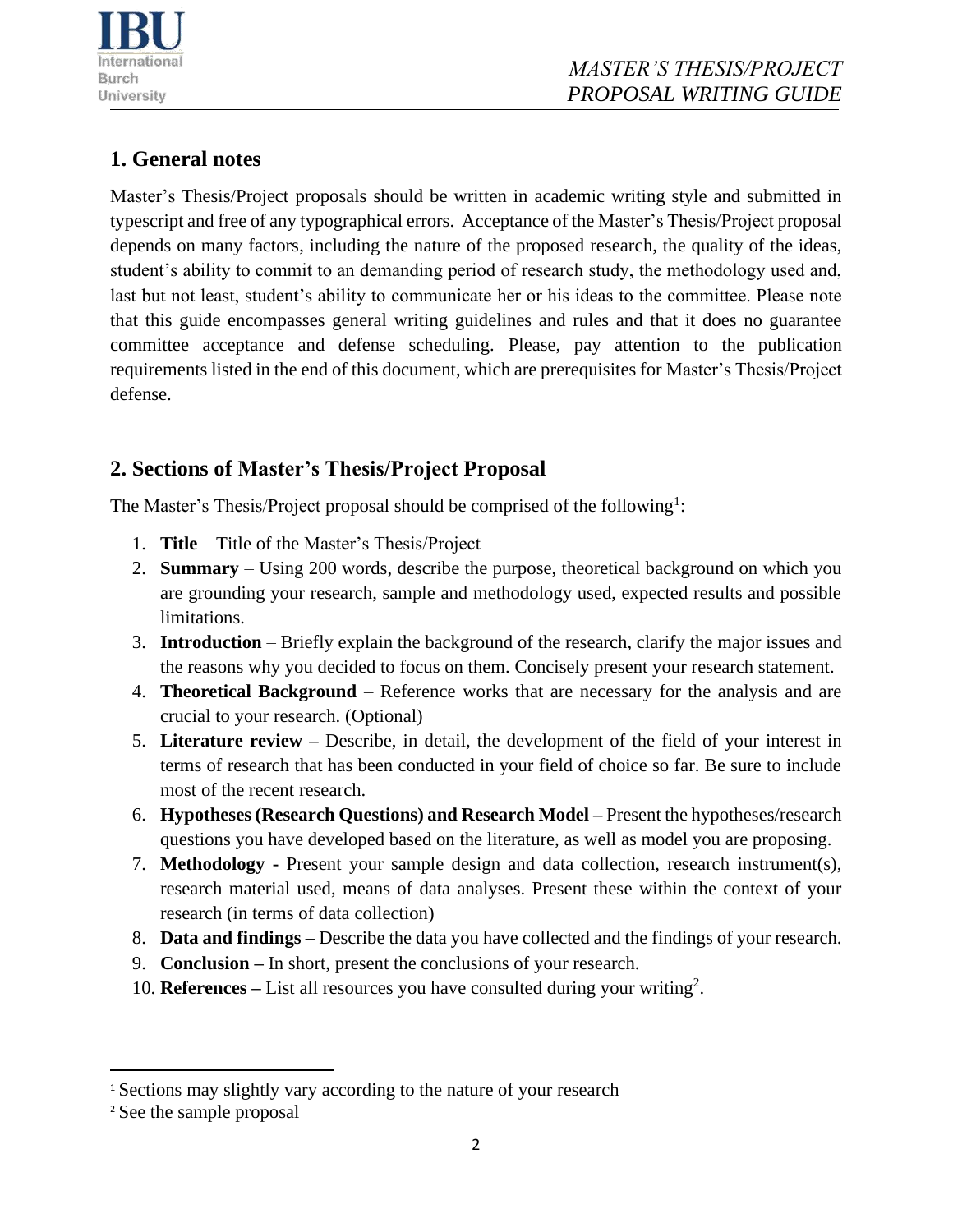## 1. General notes

Master's Thesis/Project proposals should be written in academic writing style and submitted in typescript and free of any typographical errors. Acceptance of the Master's Thesis/Project proposal depends on many factors, including the nature of the proposed research, the quality of the ideas, student's ability to commit to an demanding period of research study, the methodology used and, last but not least, student's ability to communicate her or his ideas to the committee. Please note that this guide encompasses general writing guidelines and rules and that it does no guarantee committee acceptance and defense scheduling. Please, pay attention to the publication requirements listed in the end of this document, which are prerequisites for Master's Thesis/Project defense.

## 2. Sections of Master's Thesis/Project Proposal

The Master's Thesis/Project proposal should be comprised of the following[1]:

1. **Title** – Title of the Master's Thesis/Project
2. **Summary** – Using 200 words, describe the purpose, theoretical background on which you are grounding your research, sample and methodology used, expected results and possible limitations.
3. **Introduction** – Briefly explain the background of the research, clarify the major issues and the reasons why you decided to focus on them. Concisely present your research statement.
4. **Theoretical Background** – Reference works that are necessary for the analysis and are crucial to your research. (Optional)
5. **Literature review** – Describe, in detail, the development of the field of your interest in terms of research that has been conducted in your field of choice so far. Be sure to include most of the recent research.
6. **Hypotheses (Research Questions) and Research Model** – Present the hypotheses/research questions you have developed based on the literature, as well as model you are proposing.
7. **Methodology** - Present your sample design and data collection, research instrument(s), research material used, means of data analyses. Present these within the context of your research (in terms of data collection)
8. **Data and findings** – Describe the data you have collected and the findings of your research.
9. **Conclusion** – In short, present the conclusions of your research.
10. **References** – List all resources you have consulted during your writing[2].

---

[1] Sections may slightly vary according to the nature of your research

[2] See the sample proposal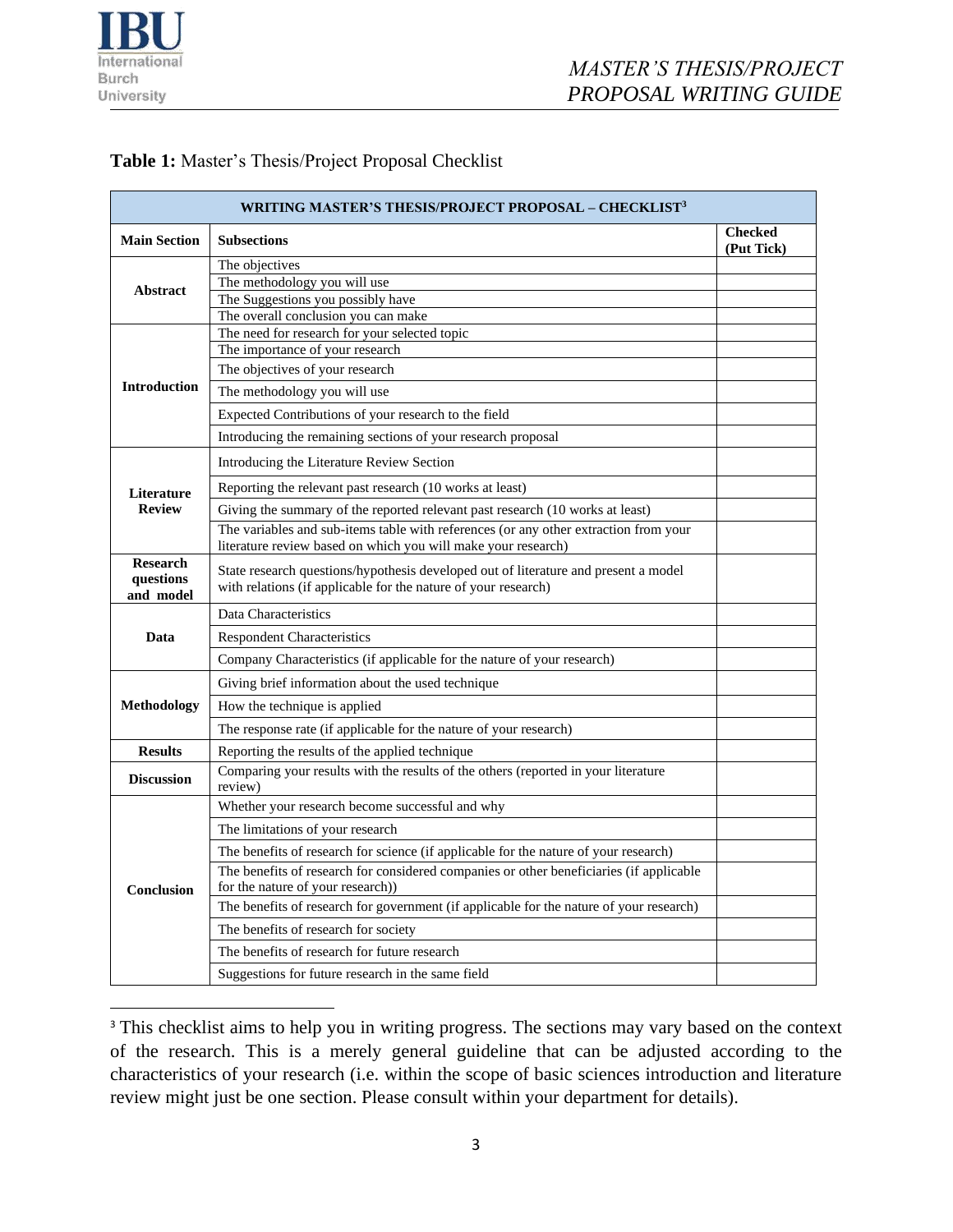**Table 1:** Master's Thesis/Project Proposal Checklist

| WRITING MASTER'S THESIS/PROJECT PROPOSAL – CHECKLIST[3] | | |
|---|---|---|
| **Main Section** | **Subsections** | **Checked (Put Tick)** |
| **Abstract** | The objectives | |
| | The methodology you will use | |
| | The Suggestions you possibly have | |
| | The overall conclusion you can make | |
| **Introduction** | The need for research for your selected topic | |
| | The importance of your research | |
| | The objectives of your research | |
| | The methodology you will use | |
| | Expected Contributions of your research to the field | |
| | Introducing the remaining sections of your research proposal | |
| **Literature Review** | Introducing the Literature Review Section | |
| | Reporting the relevant past research (10 works at least) | |
| | Giving the summary of the reported relevant past research (10 works at least) | |
| | The variables and sub-items table with references (or any other extraction from your literature review based on which you will make your research) | |
| **Research questions and model** | State research questions/hypothesis developed out of literature and present a model with relations (if applicable for the nature of your research) | |
| **Data** | Data Characteristics | |
| | Respondent Characteristics | |
| | Company Characteristics (if applicable for the nature of your research) | |
| **Methodology** | Giving brief information about the used technique | |
| | How the technique is applied | |
| | The response rate (if applicable for the nature of your research) | |
| **Results** | Reporting the results of the applied technique | |
| **Discussion** | Comparing your results with the results of the others (reported in your literature review) | |
| **Conclusion** | Whether your research become successful and why | |
| | The limitations of your research | |
| | The benefits of research for science (if applicable for the nature of your research) | |
| | The benefits of research for considered companies or other beneficiaries (if applicable for the nature of your research)) | |
| | The benefits of research for government (if applicable for the nature of your research) | |
| | The benefits of research for society | |
| | The benefits of research for future research | |
| | Suggestions for future research in the same field | |

[3] This checklist aims to help you in writing progress. The sections may vary based on the context of the research. This is a merely general guideline that can be adjusted according to the characteristics of your research (i.e. within the scope of basic sciences introduction and literature review might just be one section. Please consult within your department for details).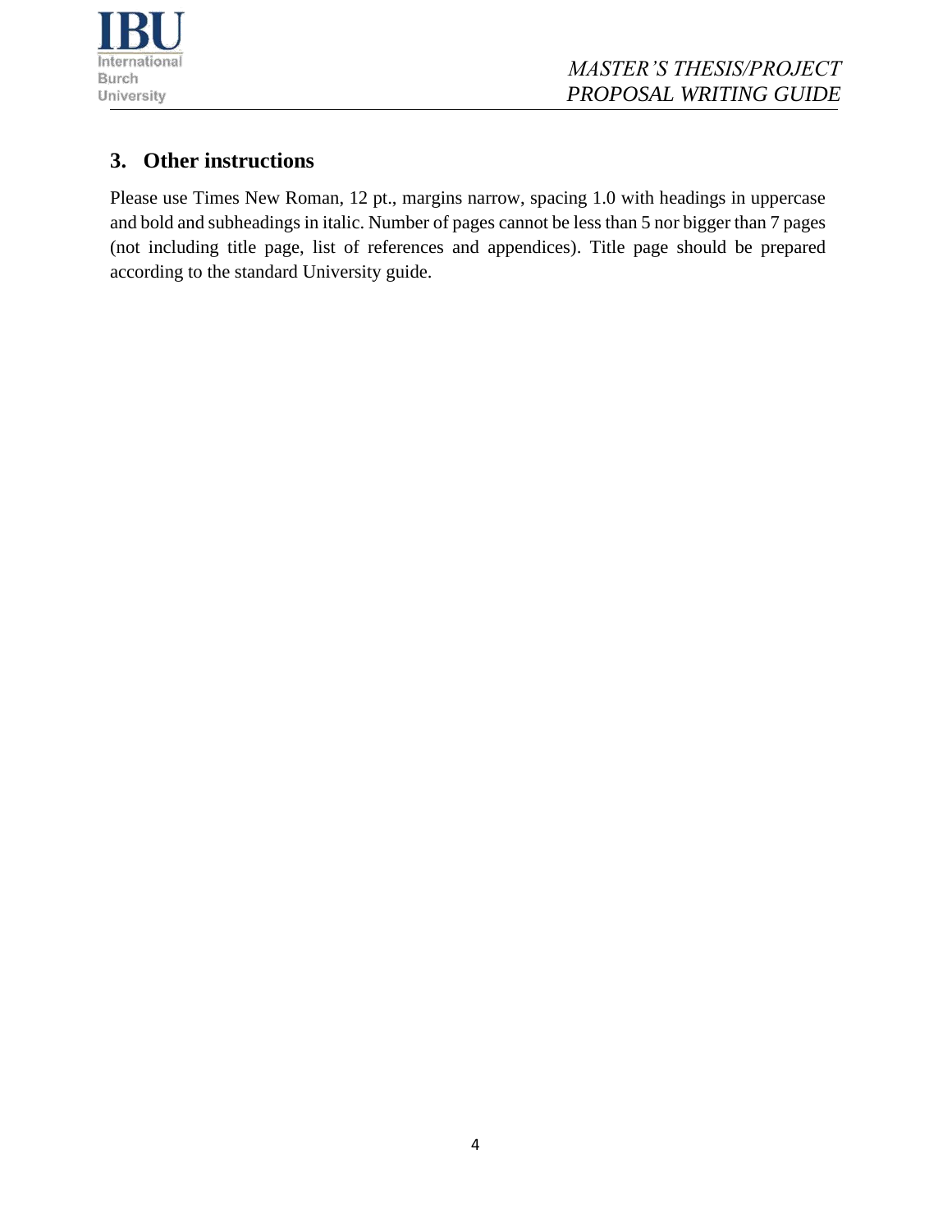## 3. Other instructions

Please use Times New Roman, 12 pt., margins narrow, spacing 1.0 with headings in uppercase and bold and subheadings in italic. Number of pages cannot be less than 5 nor bigger than 7 pages (not including title page, list of references and appendices). Title page should be prepared according to the standard University guide.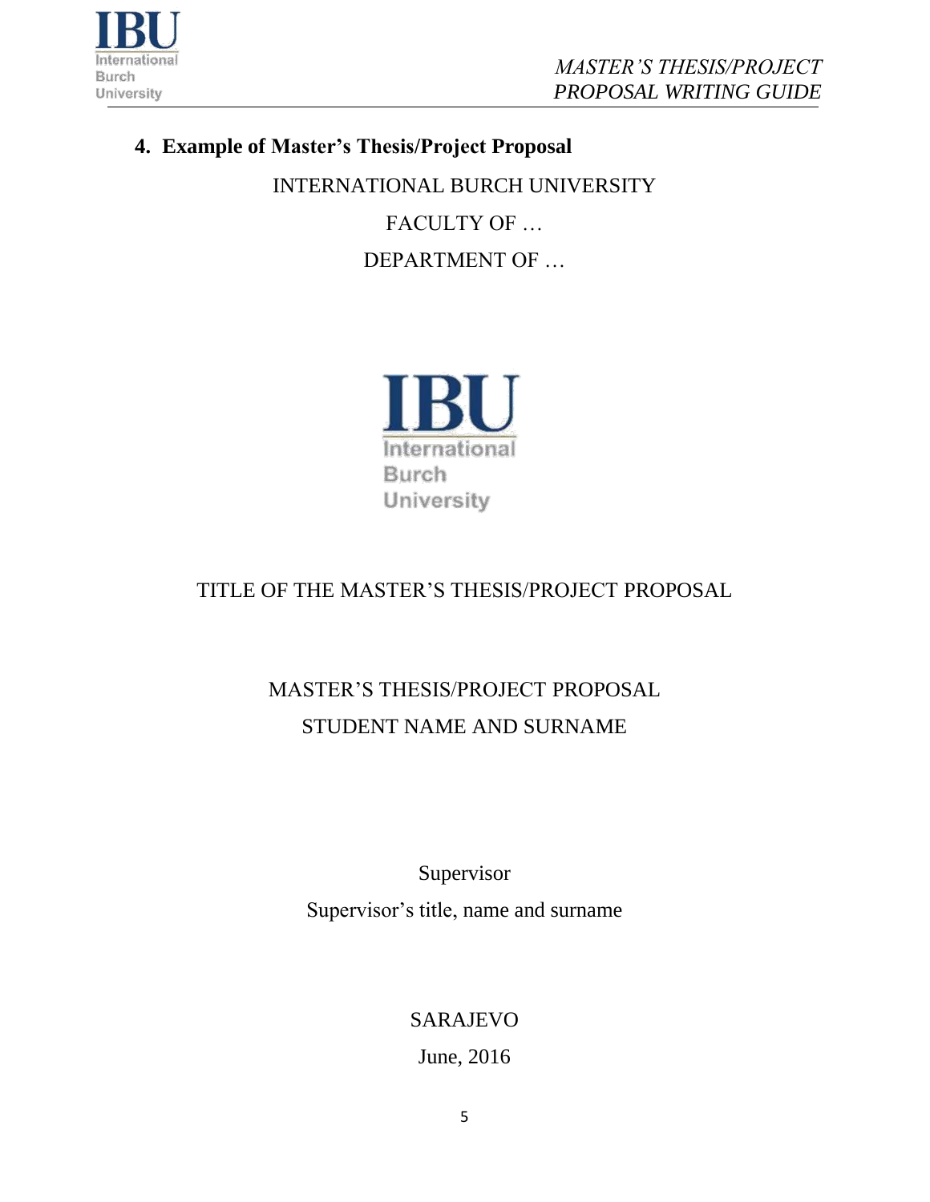## 4. Example of Master's Thesis/Project Proposal

INTERNATIONAL BURCH UNIVERSITY

FACULTY OF …

DEPARTMENT OF …

IBU

International Burch University

TITLE OF THE MASTER'S THESIS/PROJECT PROPOSAL

MASTER'S THESIS/PROJECT PROPOSAL

STUDENT NAME AND SURNAME

Supervisor

Supervisor's title, name and surname

SARAJEVO

June, 2016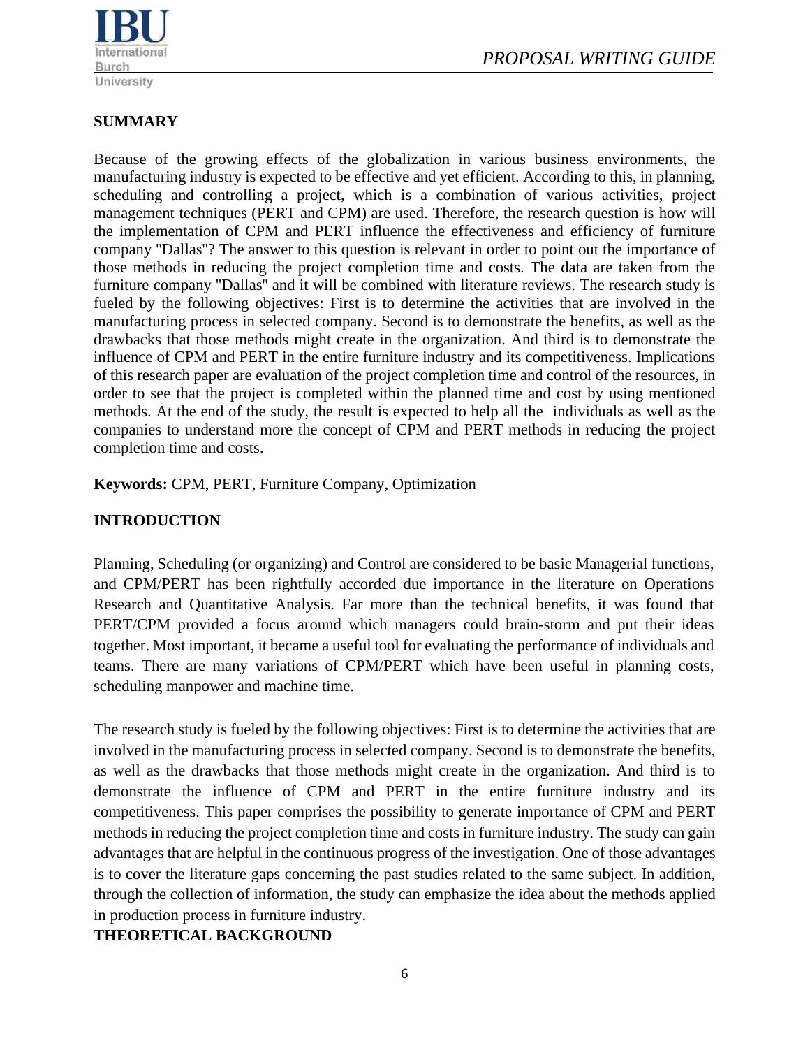**SUMMARY**

Because of the growing effects of the globalization in various business environments, the manufacturing industry is expected to be effective and yet efficient. According to this, in planning, scheduling and controlling a project, which is a combination of various activities, project management techniques (PERT and CPM) are used. Therefore, the research question is how will the implementation of CPM and PERT influence the effectiveness and efficiency of furniture company "Dallas"? The answer to this question is relevant in order to point out the importance of those methods in reducing the project completion time and costs. The data are taken from the furniture company "Dallas" and it will be combined with literature reviews. The research study is fueled by the following objectives: First is to determine the activities that are involved in the manufacturing process in selected company. Second is to demonstrate the benefits, as well as the drawbacks that those methods might create in the organization. And third is to demonstrate the influence of CPM and PERT in the entire furniture industry and its competitiveness. Implications of this research paper are evaluation of the project completion time and control of the resources, in order to see that the project is completed within the planned time and cost by using mentioned methods. At the end of the study, the result is expected to help all the individuals as well as the companies to understand more the concept of CPM and PERT methods in reducing the project completion time and costs.

**Keywords:** CPM, PERT, Furniture Company, Optimization

**INTRODUCTION**

Planning, Scheduling (or organizing) and Control are considered to be basic Managerial functions, and CPM/PERT has been rightfully accorded due importance in the literature on Operations Research and Quantitative Analysis. Far more than the technical benefits, it was found that PERT/CPM provided a focus around which managers could brain-storm and put their ideas together. Most important, it became a useful tool for evaluating the performance of individuals and teams. There are many variations of CPM/PERT which have been useful in planning costs, scheduling manpower and machine time.

The research study is fueled by the following objectives: First is to determine the activities that are involved in the manufacturing process in selected company. Second is to demonstrate the benefits, as well as the drawbacks that those methods might create in the organization. And third is to demonstrate the influence of CPM and PERT in the entire furniture industry and its competitiveness. This paper comprises the possibility to generate importance of CPM and PERT methods in reducing the project completion time and costs in furniture industry. The study can gain advantages that are helpful in the continuous progress of the investigation. One of those advantages is to cover the literature gaps concerning the past studies related to the same subject. In addition, through the collection of information, the study can emphasize the idea about the methods applied in production process in furniture industry.

**THEORETICAL BACKGROUND**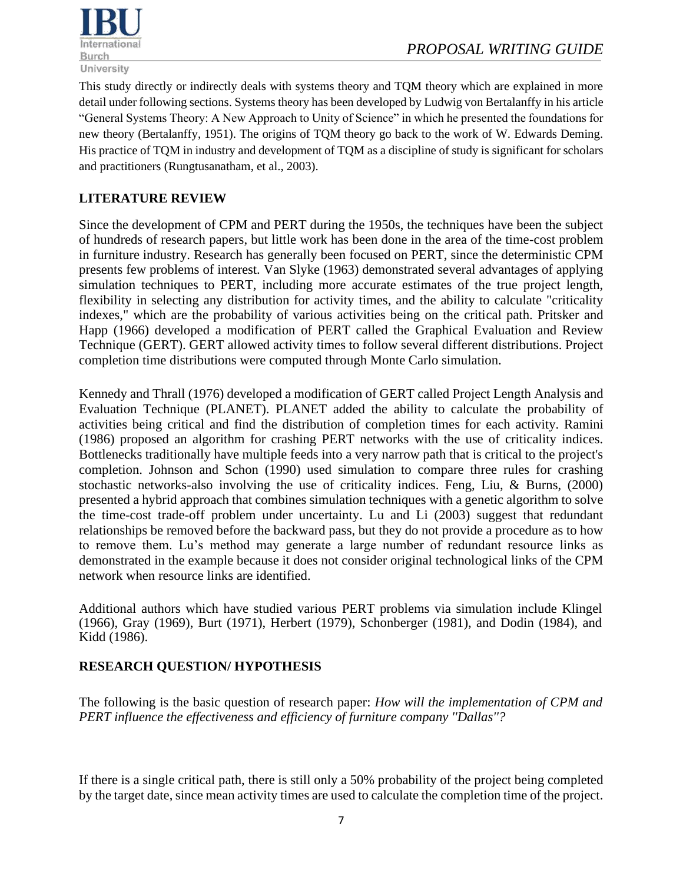This study directly or indirectly deals with systems theory and TQM theory which are explained in more detail under following sections. Systems theory has been developed by Ludwig von Bertalanffy in his article "General Systems Theory: A New Approach to Unity of Science" in which he presented the foundations for new theory (Bertalanffy, 1951). The origins of TQM theory go back to the work of W. Edwards Deming. His practice of TQM in industry and development of TQM as a discipline of study is significant for scholars and practitioners (Rungtusanatham, et al., 2003).

## LITERATURE REVIEW

Since the development of CPM and PERT during the 1950s, the techniques have been the subject of hundreds of research papers, but little work has been done in the area of the time-cost problem in furniture industry. Research has generally been focused on PERT, since the deterministic CPM presents few problems of interest. Van Slyke (1963) demonstrated several advantages of applying simulation techniques to PERT, including more accurate estimates of the true project length, flexibility in selecting any distribution for activity times, and the ability to calculate "criticality indexes," which are the probability of various activities being on the critical path. Pritsker and Happ (1966) developed a modification of PERT called the Graphical Evaluation and Review Technique (GERT). GERT allowed activity times to follow several different distributions. Project completion time distributions were computed through Monte Carlo simulation.

Kennedy and Thrall (1976) developed a modification of GERT called Project Length Analysis and Evaluation Technique (PLANET). PLANET added the ability to calculate the probability of activities being critical and find the distribution of completion times for each activity. Ramini (1986) proposed an algorithm for crashing PERT networks with the use of criticality indices. Bottlenecks traditionally have multiple feeds into a very narrow path that is critical to the project's completion. Johnson and Schon (1990) used simulation to compare three rules for crashing stochastic networks-also involving the use of criticality indices. Feng, Liu, & Burns, (2000) presented a hybrid approach that combines simulation techniques with a genetic algorithm to solve the time-cost trade-off problem under uncertainty. Lu and Li (2003) suggest that redundant relationships be removed before the backward pass, but they do not provide a procedure as to how to remove them. Lu's method may generate a large number of redundant resource links as demonstrated in the example because it does not consider original technological links of the CPM network when resource links are identified.

Additional authors which have studied various PERT problems via simulation include Klingel (1966), Gray (1969), Burt (1971), Herbert (1979), Schonberger (1981), and Dodin (1984), and Kidd (1986).

## RESEARCH QUESTION/ HYPOTHESIS

The following is the basic question of research paper: *How will the implementation of CPM and PERT influence the effectiveness and efficiency of furniture company "Dallas"?*

If there is a single critical path, there is still only a 50% probability of the project being completed by the target date, since mean activity times are used to calculate the completion time of the project.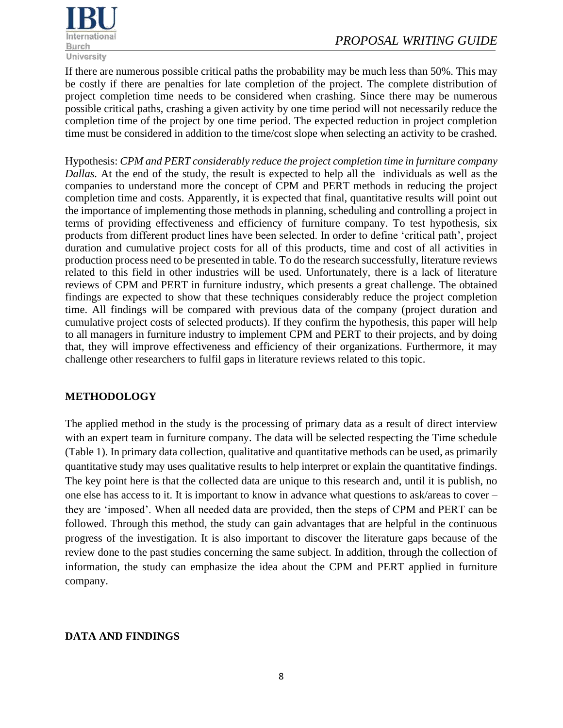If there are numerous possible critical paths the probability may be much less than 50%. This may be costly if there are penalties for late completion of the project. The complete distribution of project completion time needs to be considered when crashing. Since there may be numerous possible critical paths, crashing a given activity by one time period will not necessarily reduce the completion time of the project by one time period. The expected reduction in project completion time must be considered in addition to the time/cost slope when selecting an activity to be crashed.

Hypothesis: *CPM and PERT considerably reduce the project completion time in furniture company Dallas.* At the end of the study, the result is expected to help all the individuals as well as the companies to understand more the concept of CPM and PERT methods in reducing the project completion time and costs. Apparently, it is expected that final, quantitative results will point out the importance of implementing those methods in planning, scheduling and controlling a project in terms of providing effectiveness and efficiency of furniture company. To test hypothesis, six products from different product lines have been selected. In order to define 'critical path', project duration and cumulative project costs for all of this products, time and cost of all activities in production process need to be presented in table. To do the research successfully, literature reviews related to this field in other industries will be used. Unfortunately, there is a lack of literature reviews of CPM and PERT in furniture industry, which presents a great challenge. The obtained findings are expected to show that these techniques considerably reduce the project completion time. All findings will be compared with previous data of the company (project duration and cumulative project costs of selected products). If they confirm the hypothesis, this paper will help to all managers in furniture industry to implement CPM and PERT to their projects, and by doing that, they will improve effectiveness and efficiency of their organizations. Furthermore, it may challenge other researchers to fulfil gaps in literature reviews related to this topic.

## METHODOLOGY

The applied method in the study is the processing of primary data as a result of direct interview with an expert team in furniture company. The data will be selected respecting the Time schedule (Table 1). In primary data collection, qualitative and quantitative methods can be used, as primarily quantitative study may uses qualitative results to help interpret or explain the quantitative findings. The key point here is that the collected data are unique to this research and, until it is publish, no one else has access to it. It is important to know in advance what questions to ask/areas to cover – they are 'imposed'. When all needed data are provided, then the steps of CPM and PERT can be followed. Through this method, the study can gain advantages that are helpful in the continuous progress of the investigation. It is also important to discover the literature gaps because of the review done to the past studies concerning the same subject. In addition, through the collection of information, the study can emphasize the idea about the CPM and PERT applied in furniture company.

## DATA AND FINDINGS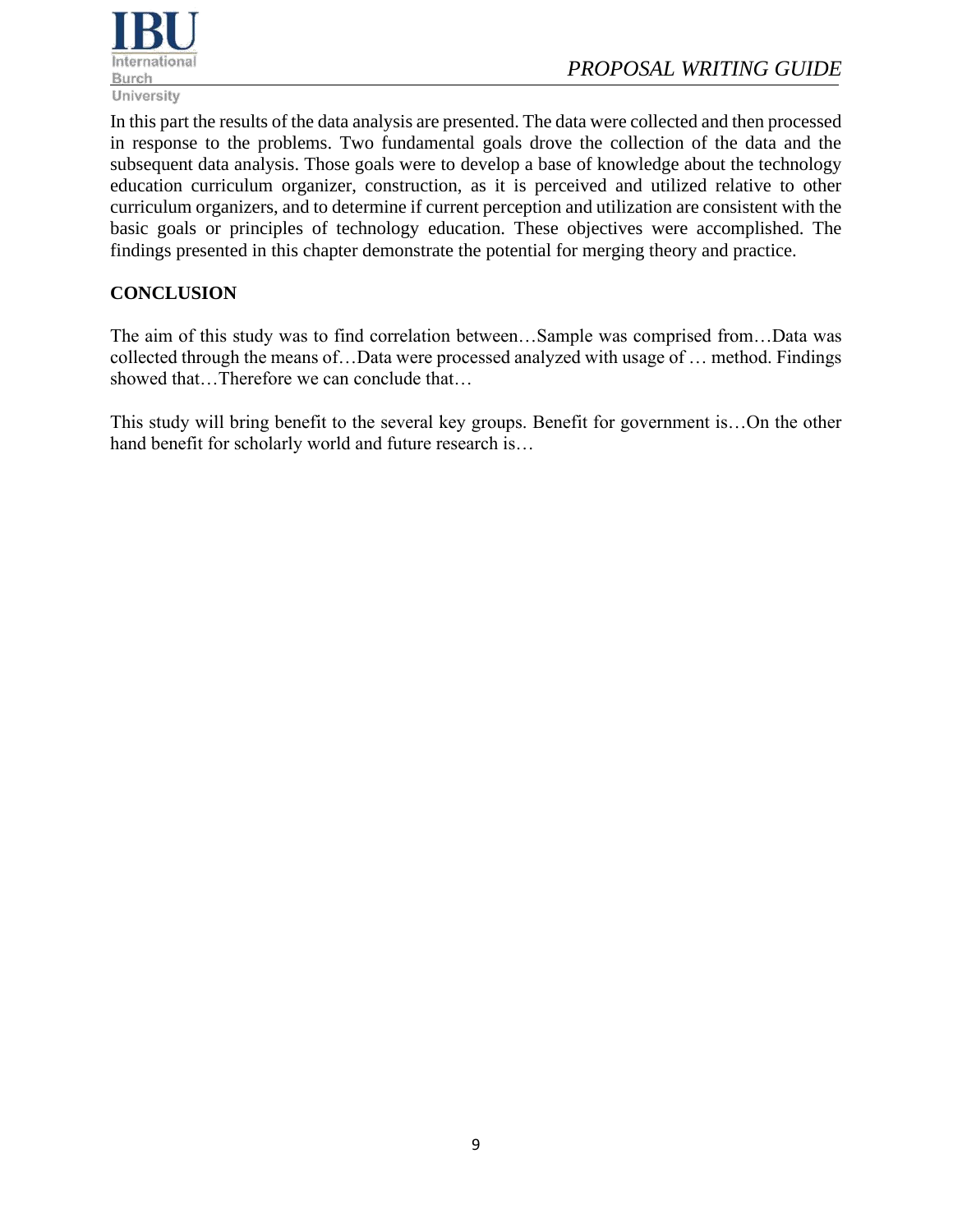In this part the results of the data analysis are presented. The data were collected and then processed in response to the problems. Two fundamental goals drove the collection of the data and the subsequent data analysis. Those goals were to develop a base of knowledge about the technology education curriculum organizer, construction, as it is perceived and utilized relative to other curriculum organizers, and to determine if current perception and utilization are consistent with the basic goals or principles of technology education. These objectives were accomplished. The findings presented in this chapter demonstrate the potential for merging theory and practice.

**CONCLUSION**

The aim of this study was to find correlation between…Sample was comprised from…Data was collected through the means of…Data were processed analyzed with usage of … method. Findings showed that…Therefore we can conclude that…

This study will bring benefit to the several key groups. Benefit for government is…On the other hand benefit for scholarly world and future research is…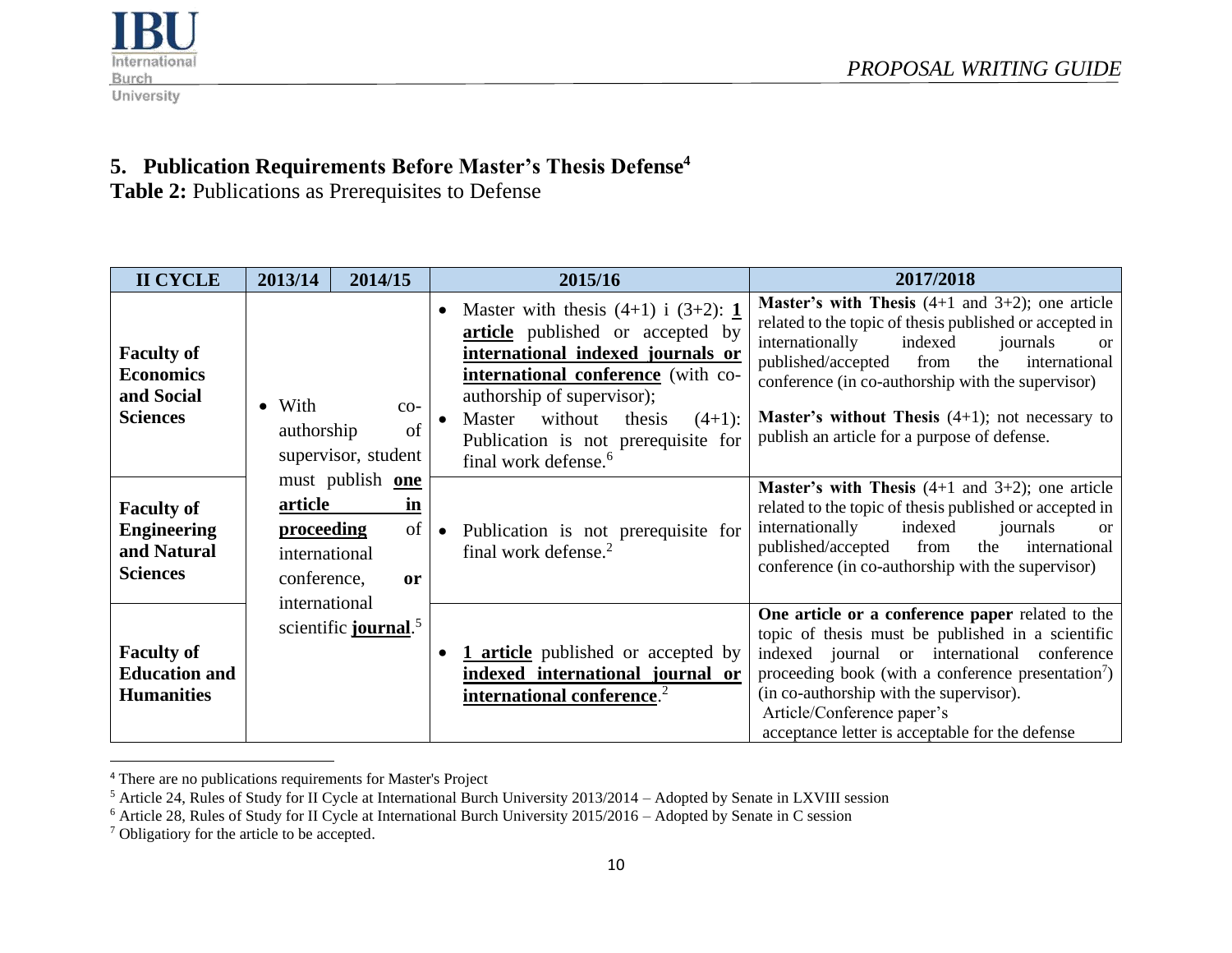## 5. Publication Requirements Before Master's Thesis Defense[4]

**Table 2:** Publications as Prerequisites to Defense

| II CYCLE | 2013/14 | 2014/15 | 2015/16 | 2017/2018 |
|---|---|---|---|---|
| **Faculty of Economics and Social Sciences** | • With co-authorship of supervisor, student must publish **one article in proceeding** of international conference, **or** international scientific **journal**.[5] | | • Master with thesis (4+1) i (3+2): **1 article** published or accepted by **international indexed journals or international conference** (with co-authorship of supervisor);<br>• Master without thesis (4+1): Publication is not prerequisite for final work defense.[6] | **Master's with Thesis** (4+1 and 3+2); one article related to the topic of thesis published or accepted in internationally indexed journals or published/accepted from the international conference (in co-authorship with the supervisor)<br><br>**Master's without Thesis** (4+1); not necessary to publish an article for a purpose of defense. |
| **Faculty of Engineering and Natural Sciences** | | | • Publication is not prerequisite for final work defense.[2] | **Master's with Thesis** (4+1 and 3+2); one article related to the topic of thesis published or accepted in internationally indexed journals or published/accepted from the international conference (in co-authorship with the supervisor) |
| **Faculty of Education and Humanities** | | | • **1 article** published or accepted by **indexed international journal or international conference**.[2] | **One article or a conference paper** related to the topic of thesis must be published in a scientific indexed journal or international conference proceeding book (with a conference presentation[7]) (in co-authorship with the supervisor).<br>Article/Conference paper's acceptance letter is acceptable for the defense |

[4] There are no publications requirements for Master's Project

[5] Article 24, Rules of Study for II Cycle at International Burch University 2013/2014 – Adopted by Senate in LXVIII session

[6] Article 28, Rules of Study for II Cycle at International Burch University 2015/2016 – Adopted by Senate in C session

[7] Obligatiory for the article to be accepted.